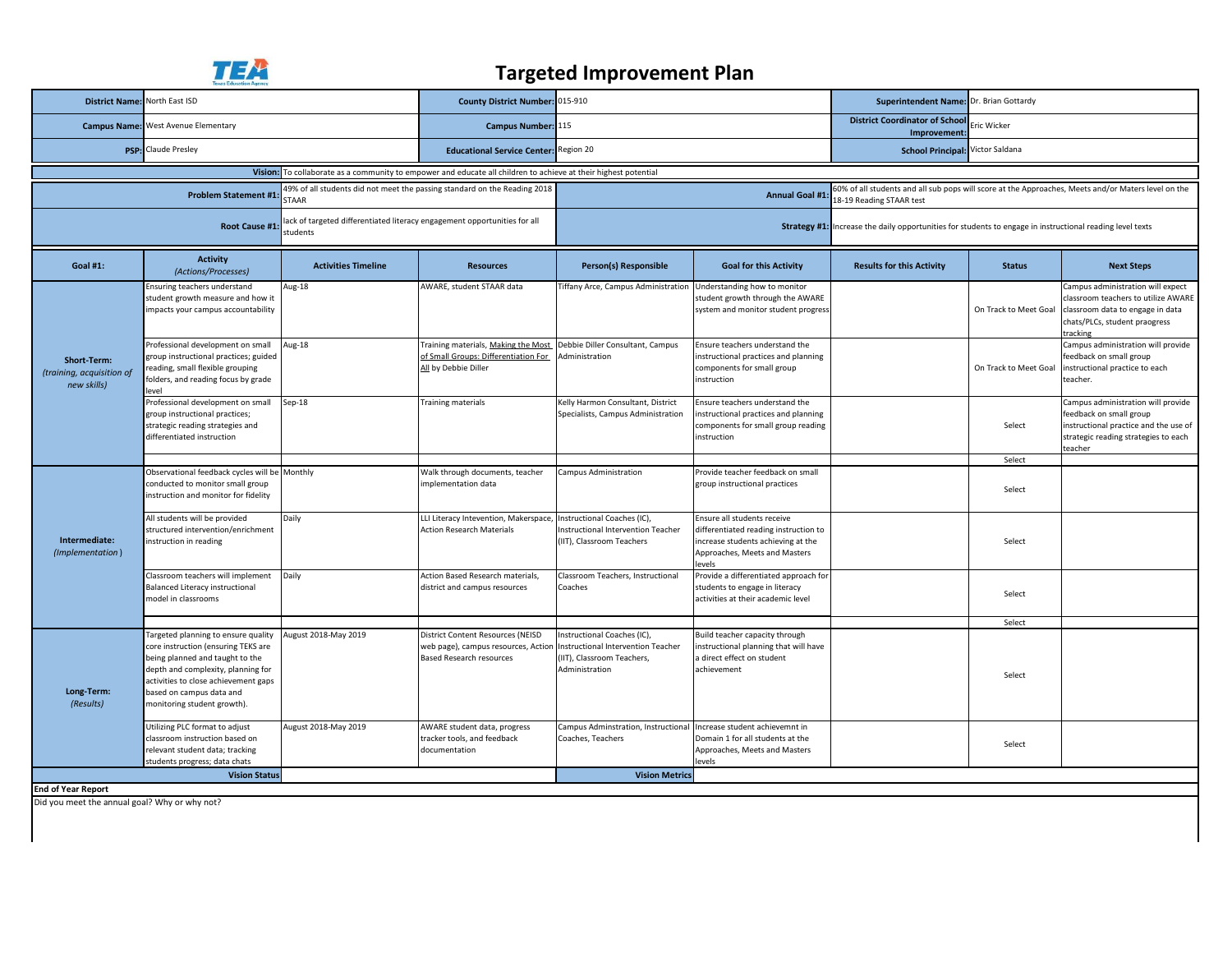# Targeted Improvement Plan

| | | | | | |
|---|---|---|---|---|---|
| **District Name:** | North East ISD | **County District Number:** | 015-910 | **Superintendent Name:** | Dr. Brian Gottardy |
| **Campus Name:** | West Avenue Elementary | **Campus Number:** | 115 | **District Coordinator of School Improvement:** | Eric Wicker |
| **PSP:** | Claude Presley | **Educational Service Center:** | Region 20 | **School Principal:** | Victor Saldana |

**Vision:** To collaborate as a community to empower and educate all children to achieve at their highest potential

| | | | |
|---|---|---|---|
| **Problem Statement #1:** | 49% of all students did not meet the passing standard on the Reading 2018 STAAR | **Annual Goal #1:** | 60% of all students and all sub pops will score at the Approaches, Meets and/or Maters level on the 18-19 Reading STAAR test |
| **Root Cause #1:** | lack of targeted differentiated literacy engagement opportunities for all students | **Strategy #1:** | Increase the daily opportunities for students to engage in instructional reading level texts |

| Goal #1: | Activity *(Actions/Processes)* | Activities Timeline | Resources | Person(s) Responsible | Goal for this Activity | Results for this Activity | Status | Next Steps |
|---|---|---|---|---|---|---|---|---|
| **Short-Term:** *(training, acquisition of new skills)* | Ensuring teachers understand student growth measure and how it impacts your campus accountability | Aug-18 | AWARE, student STAAR data | Tiffany Arce, Campus Administration | Understanding how to monitor student growth through the AWARE system and monitor student progress | | On Track to Meet Goal | Campus administration will expect classroom teachers to utilize AWARE classroom data to engage in data chats/PLCs, student praogress tracking |
| | Professional development on small group instructional practices; guided reading, small flexible grouping folders, and reading focus by grade level | Aug-18 | Training materials, Making the Most of Small Groups: Differentiation For All by Debbie Diller | Debbie Diller Consultant, Campus Administration | Ensure teachers understand the instructional practices and planning components for small group instruction | | On Track to Meet Goal | Campus administration will provide feedback on small group instructional practice to each teacher. |
| | Professional development on small group instructional practices; strategic reading strategies and differentiated instruction | Sep-18 | Training materials | Kelly Harmon Consultant, District Specialists, Campus Administration | Ensure teachers understand the instructional practices and planning components for small group reading instruction | | Select | Campus administration will provide feedback on small group instructional practice and the use of strategic reading strategies to each teacher |
| | | | | | | | Select | |
| **Intermediate:** *(Implementation)* | Observational feedback cycles will be conducted to monitor small group instruction and monitor for fidelity | Monthly | Walk through documents, teacher implementation data | Campus Administration | Provide teacher feedback on small group instructional practices | | Select | |
| | All students will be provided structured intervention/enrichment instruction in reading | Daily | LLI Literacy Intevention, Makerspace, Action Research Materials | Instructional Coaches (IC), Instructional Intervention Teacher (IIT), Classroom Teachers | Ensure all students receive differentiated reading instruction to increase students achieving at the Approaches, Meets and Masters levels | | Select | |
| | Classroom teachers will implement Balanced Literacy instructional model in classrooms | Daily | Action Based Research materials, district and campus resources | Classroom Teachers, Instructional Coaches | Provide a differentiated approach for students to engage in literacy activities at their academic level | | Select | |
| | | | | | | | Select | |
| **Long-Term:** *(Results)* | Targeted planning to ensure quality core instruction (ensuring TEKS are being planned and taught to the depth and complexity, planning for activities to close achievement gaps based on campus data and monitoring student growth). | August 2018-May 2019 | District Content Resources (NEISD web page), campus resources, Action Based Research resources | Instructional Coaches (IC), Instructional Intervention Teacher (IIT), Classroom Teachers, Administration | Build teacher capacity through instructional planning that will have a direct effect on student achievement | | Select | |
| | Utilizing PLC format to adjust classroom instruction based on relevant student data; tracking students progress; data chats | August 2018-May 2019 | AWARE student data, progress tracker tools, and feedback documentation | Campus Adminstration, Instructional Coaches, Teachers | Increase student achievemnt in Domain 1 for all students at the Approaches, Meets and Masters levels | | Select | |
| **Vision Status** | | | | **Vision Metrics** | | | | |

**End of Year Report**

Did you meet the annual goal? Why or why not?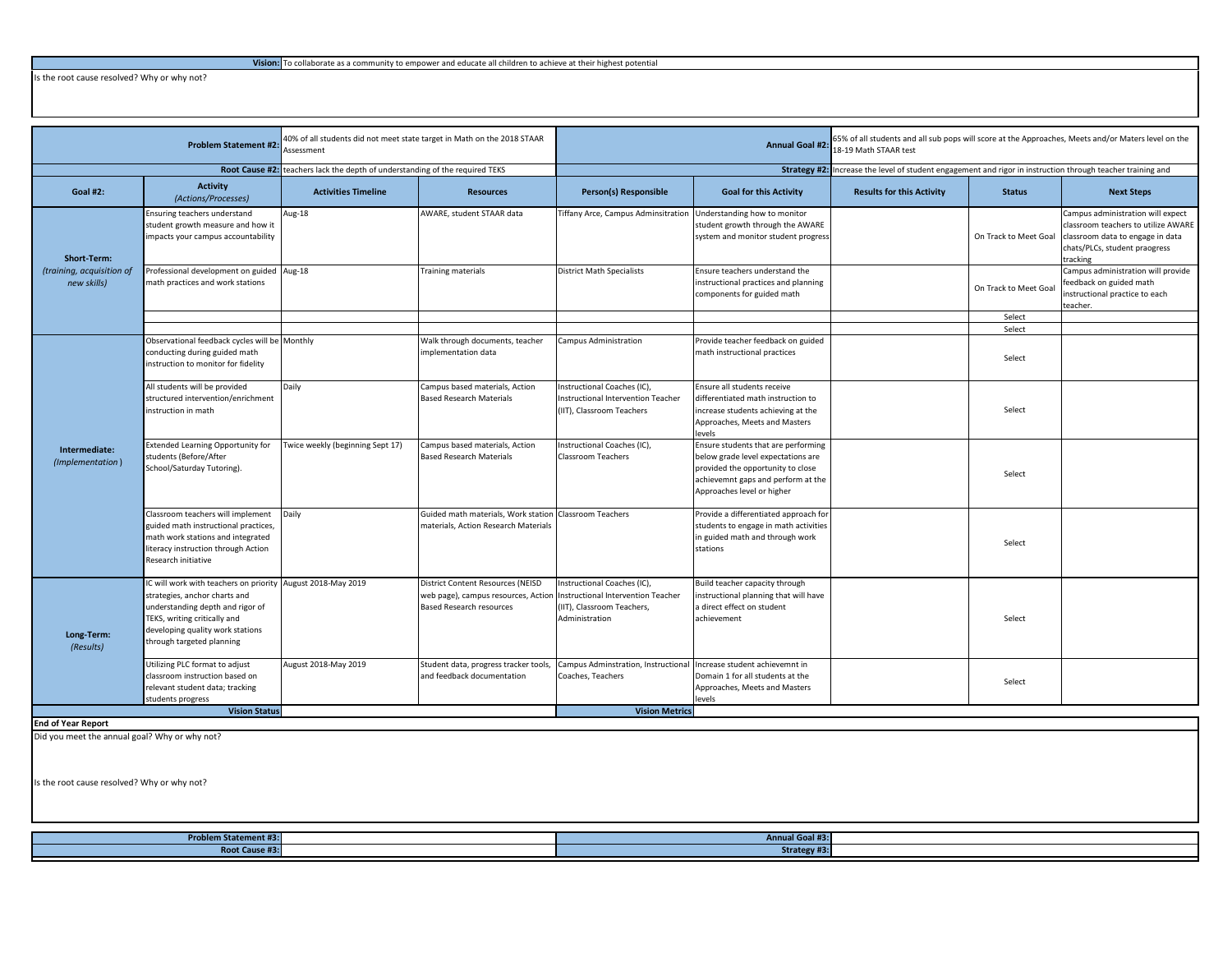| **Vision:** | To collaborate as a community to empower and educate all children to achieve at their highest potential |
|---|---|

Is the root cause resolved? Why or why not?

| | | | | | | | | |
|---|---|---|---|---|---|---|---|---|
| **Problem Statement #2:** | 40% of all students did not meet state target in Math on the 2018 STAAR Assessment | | | | **Annual Goal #2:** | 65% of all students and all sub pops will score at the Approaches, Meets and/or Maters level on the 18-19 Math STAAR test | | |
| **Root Cause #2:** | teachers lack the depth of understanding of the required TEKS | | | | **Strategy #2:** | Increase the level of student engagement and rigor in instruction through teacher training and | | |
| **Goal #2:** | **Activity** *(Actions/Processes)* | **Activities Timeline** | **Resources** | **Person(s) Responsible** | **Goal for this Activity** | **Results for this Activity** | **Status** | **Next Steps** |
| **Short-Term:** *(training, acquisition of new skills)* | Ensuring teachers understand student growth measure and how it impacts your campus accountability | Aug-18 | AWARE, student STAAR data | Tiffany Arce, Campus Adminsitration | Understanding how to monitor student growth through the AWARE system and monitor student progress | | On Track to Meet Goal | Campus administration will expect classroom teachers to utilize AWARE classroom data to engage in data chats/PLCs, student praogress tracking |
| | Professional development on guided math practices and work stations | Aug-18 | Training materials | District Math Specialists | Ensure teachers understand the instructional practices and planning components for guided math | | On Track to Meet Goal | Campus administration will provide feedback on guided math instructional practice to each teacher. |
| | | | | | | | Select | |
| | | | | | | | Select | |
| **Intermediate:** *(Implementation)* | Observational feedback cycles will be conducting during guided math instruction to monitor for fidelity | Monthly | Walk through documents, teacher implementation data | Campus Administration | Provide teacher feedback on guided math instructional practices | | Select | |
| | All students will be provided structured intervention/enrichment instruction in math | Daily | Campus based materials, Action Based Research Materials | Instructional Coaches (IC), Instructional Intervention Teacher (IIT), Classroom Teachers | Ensure all students receive differentiated math instruction to increase students achieving at the Approaches, Meets and Masters levels | | Select | |
| | Extended Learning Opportunity for students (Before/After School/Saturday Tutoring). | Twice weekly (beginning Sept 17) | Campus based materials, Action Based Research Materials | Instructional Coaches (IC), Classroom Teachers | Ensure students that are performing below grade level expectations are provided the opportunity to close achievemnt gaps and perform at the Approaches level or higher | | Select | |
| | Classroom teachers will implement guided math instructional practices, math work stations and integrated literacy instruction through Action Research initiative | Daily | Guided math materials, Work station materials, Action Research Materials | Classroom Teachers | Provide a differentiated approach for students to engage in math activities in guided math and through work stations | | Select | |
| **Long-Term:** *(Results)* | IC will work with teachers on priority strategies, anchor charts and understanding depth and rigor of TEKS, writing critically and developing quality work stations through targeted planning | August 2018-May 2019 | District Content Resources (NEISD web page), campus resources, Action Based Research resources | Instructional Coaches (IC), Instructional Intervention Teacher (IIT), Classroom Teachers, Administration | Build teacher capacity through instructional planning that will have a direct effect on student achievement | | Select | |
| | Utilizing PLC format to adjust classroom instruction based on relevant student data; tracking students progress | August 2018-May 2019 | Student data, progress tracker tools, and feedback documentation | Campus Adminstration, Instructional Coaches, Teachers | Increase student achievemnt in Domain 1 for all students at the Approaches, Meets and Masters levels | | Select | |
| **Vision Status** | | | | **Vision Metrics** | | | | |

**End of Year Report**

Did you meet the annual goal? Why or why not?

Is the root cause resolved? Why or why not?

| | | | |
|---|---|---|---|
| **Problem Statement #3:** | | **Annual Goal #3:** | |
| **Root Cause #3:** | | **Strategy #3:** | |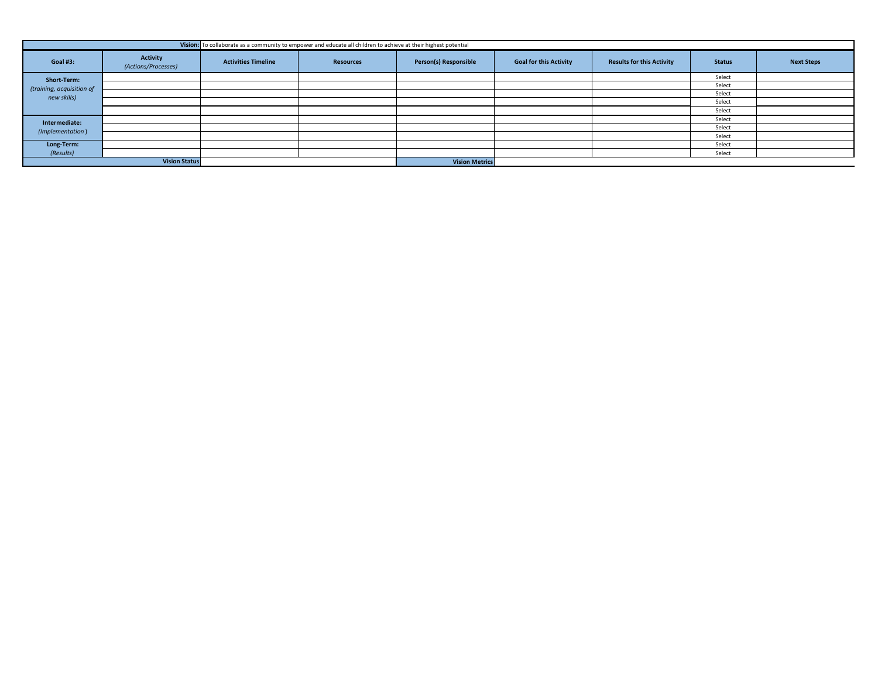| **Vision:** | To collaborate as a community to empower and educate all children to achieve at their highest potential | | | | | | | |
|---|---|---|---|---|---|---|---|---|
| **Goal #3:** | **Activity** *(Actions/Processes)* | **Activities Timeline** | **Resources** | **Person(s) Responsible** | **Goal for this Activity** | **Results for this Activity** | **Status** | **Next Steps** |
| **Short-Term:** *(training, acquisition of new skills)* | | | | | | | Select | |
| | | | | | | | Select | |
| | | | | | | | Select | |
| | | | | | | | Select | |
| | | | | | | | Select | |
| **Intermediate:** *(Implementation)* | | | | | | | Select | |
| | | | | | | | Select | |
| | | | | | | | Select | |
| **Long-Term:** *(Results)* | | | | | | | Select | |
| | | | | | | | Select | |
| **Vision Status** | | | | **Vision Metrics** | | | | |